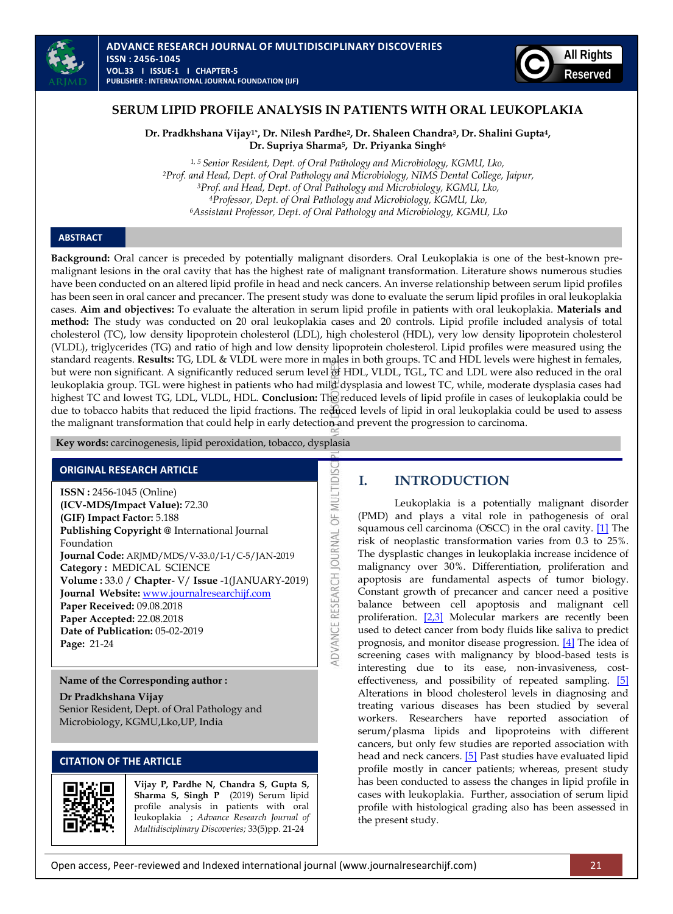# SERUM LIPID PROFILE ANALYSIS IN PATIENTS WITH ORAL LEUKOPLAKIA

**Dr. Pradkhshana Vijay[1*], Dr. Nilesh Pardhe[2], Dr. Shaleen Chandra[3], Dr. Shalini Gupta[4], Dr. Supriya Sharma[5], Dr. Priyanka Singh[6]**

*[1, 5] Senior Resident, Dept. of Oral Pathology and Microbiology, KGMU, Lko,*
*[2]Prof. and Head, Dept. of Oral Pathology and Microbiology, NIMS Dental College, Jaipur,*
*[3]Prof. and Head, Dept. of Oral Pathology and Microbiology, KGMU, Lko,*
*[4]Professor, Dept. of Oral Pathology and Microbiology, KGMU, Lko,*
*[6]Assistant Professor, Dept. of Oral Pathology and Microbiology, KGMU, Lko*

## ABSTRACT

**Background:** Oral cancer is preceded by potentially malignant disorders. Oral Leukoplakia is one of the best-known pre-malignant lesions in the oral cavity that has the highest rate of malignant transformation. Literature shows numerous studies have been conducted on an altered lipid profile in head and neck cancers. An inverse relationship between serum lipid profiles has been seen in oral cancer and precancer. The present study was done to evaluate the serum lipid profiles in oral leukoplakia cases. **Aim and objectives:** To evaluate the alteration in serum lipid profile in patients with oral leukoplakia. **Materials and method:** The study was conducted on 20 oral leukoplakia cases and 20 controls. Lipid profile included analysis of total cholesterol (TC), low density lipoprotein cholesterol (LDL), high cholesterol (HDL), very low density lipoprotein cholesterol (VLDL), triglycerides (TG) and ratio of high and low density lipoprotein cholesterol. Lipid profiles were measured using the standard reagents. **Results:** TG, LDL & VLDL were more in males in both groups. TC and HDL levels were highest in females, but were non significant. A significantly reduced serum level of HDL, VLDL, TGL, TC and LDL were also reduced in the oral leukoplakia group. TGL were highest in patients who had mild dysplasia and lowest TC, while, moderate dysplasia cases had highest TC and lowest TG, LDL, VLDL, HDL. **Conclusion:** The reduced levels of lipid profile in cases of leukoplakia could be due to tobacco habits that reduced the lipid fractions. The reduced levels of lipid in oral leukoplakia could be used to assess the malignant transformation that could help in early detection and prevent the progression to carcinoma.

**Key words:** carcinogenesis, lipid peroxidation, tobacco, dysplasia

## ORIGINAL RESEARCH ARTICLE

**ISSN :** 2456-1045 (Online)
**(ICV-MDS/Impact Value):** 72.30
**(GIF) Impact Factor:** 5.188
**Publishing Copyright @** International Journal Foundation
**Journal Code:** ARJMD/MDS/V-33.0/I-1/C-5/JAN-2019
**Category :** MEDICAL SCIENCE
**Volume :** 33.0 / **Chapter**- V/ **Issue** -1(JANUARY-2019)
**Journal Website:** www.journalresearchijf.com
**Paper Received:** 09.08.2018
**Paper Accepted:** 22.08.2018
**Date of Publication:** 05-02-2019
**Page:** 21-24

**Name of the Corresponding author :**

**Dr Pradkhshana Vijay**
Senior Resident, Dept. of Oral Pathology and Microbiology, KGMU,Lko,UP, India

## CITATION OF THE ARTICLE

**Vijay P, Pardhe N, Chandra S, Gupta S, Sharma S, Singh P** (2019) Serum lipid profile analysis in patients with oral leukoplakia ; *Advance Research Journal of Multidisciplinary Discoveries;* 33(5)pp. 21-24

## I. INTRODUCTION

Leukoplakia is a potentially malignant disorder (PMD) and plays a vital role in pathogenesis of oral squamous cell carcinoma (OSCC) in the oral cavity. [1] The risk of neoplastic transformation varies from 0.3 to 25%. The dysplastic changes in leukoplakia increase incidence of malignancy over 30%. Differentiation, proliferation and apoptosis are fundamental aspects of tumor biology. Constant growth of precancer and cancer need a positive balance between cell apoptosis and malignant cell proliferation. [2,3] Molecular markers are recently been used to detect cancer from body fluids like saliva to predict prognosis, and monitor disease progression. [4] The idea of screening cases with malignancy by blood-based tests is interesting due to its ease, non-invasiveness, cost-effectiveness, and possibility of repeated sampling. [5] Alterations in blood cholesterol levels in diagnosing and treating various diseases has been studied by several workers. Researchers have reported association of serum/plasma lipids and lipoproteins with different cancers, but only few studies are reported association with head and neck cancers. [5] Past studies have evaluated lipid profile mostly in cancer patients; whereas, present study has been conducted to assess the changes in lipid profile in cases with leukoplakia. Further, association of serum lipid profile with histological grading also has been assessed in the present study.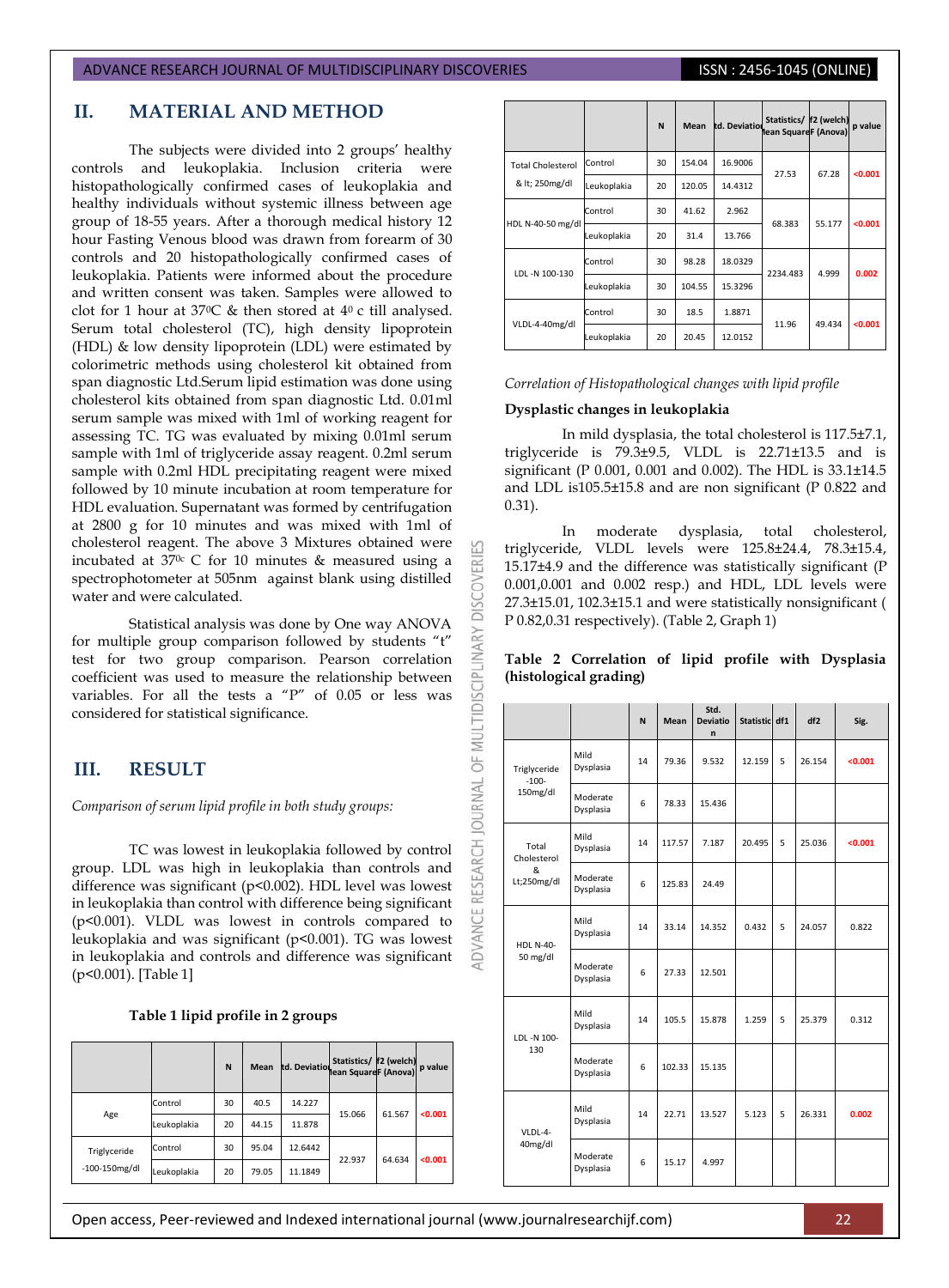## II. MATERIAL AND METHOD

The subjects were divided into 2 groups' healthy controls and leukoplakia. Inclusion criteria were histopathologically confirmed cases of leukoplakia and healthy individuals without systemic illness between age group of 18-55 years. After a thorough medical history 12 hour Fasting Venous blood was drawn from forearm of 30 controls and 20 histopathologically confirmed cases of leukoplakia. Patients were informed about the procedure and written consent was taken. Samples were allowed to clot for 1 hour at 37$^0$C & then stored at 4$^0$ c till analysed. Serum total cholesterol (TC), high density lipoprotein (HDL) & low density lipoprotein (LDL) were estimated by colorimetric methods using cholesterol kit obtained from span diagnostic Ltd.Serum lipid estimation was done using cholesterol kits obtained from span diagnostic Ltd. 0.01ml serum sample was mixed with 1ml of working reagent for assessing TC. TG was evaluated by mixing 0.01ml serum sample with 1ml of triglyceride assay reagent. 0.2ml serum sample with 0.2ml HDL precipitating reagent were mixed followed by 10 minute incubation at room temperature for HDL evaluation. Supernatant was formed by centrifugation at 2800 g for 10 minutes and was mixed with 1ml of cholesterol reagent. The above 3 Mixtures obtained were incubated at 37$^{0c}$ C for 10 minutes & measured using a spectrophotometer at 505nm against blank using distilled water and were calculated.

Statistical analysis was done by One way ANOVA for multiple group comparison followed by students "t" test for two group comparison. Pearson correlation coefficient was used to measure the relationship between variables. For all the tests a "P" of 0.05 or less was considered for statistical significance.

## III. RESULT

*Comparison of serum lipid profile in both study groups:*

TC was lowest in leukoplakia followed by control group. LDL was high in leukoplakia than controls and difference was significant (p<0.002). HDL level was lowest in leukoplakia than control with difference being significant (p<0.001). VLDL was lowest in controls compared to leukoplakia and was significant (p<0.001). TG was lowest in leukoplakia and controls and difference was significant (p<0.001). [Table 1]

**Table 1 lipid profile in 2 groups**

| | | N | Mean | Std. Deviation | Statistics/ Mean Square | df2 (welch) F (Anova) | p value |
|---|---|---|---|---|---|---|---|
| Age | Control | 30 | 40.5 | 14.227 | 15.066 | 61.567 | **<0.001** |
| | Leukoplakia | 20 | 44.15 | 11.878 | | | |
| Triglyceride -100-150mg/dl | Control | 30 | 95.04 | 12.6442 | 22.937 | 64.634 | **<0.001** |
| | Leukoplakia | 20 | 79.05 | 11.1849 | | | |
| Total Cholesterol & lt; 250mg/dl | Control | 30 | 154.04 | 16.9006 | 27.53 | 67.28 | **<0.001** |
| | Leukoplakia | 20 | 120.05 | 14.4312 | | | |
| HDL N-40-50 mg/dl | Control | 30 | 41.62 | 2.962 | 68.383 | 55.177 | **<0.001** |
| | Leukoplakia | 20 | 31.4 | 13.766 | | | |
| LDL -N 100-130 | Control | 30 | 98.28 | 18.0329 | 2234.483 | 4.999 | **0.002** |
| | Leukoplakia | 30 | 104.55 | 15.3296 | | | |
| VLDL-4-40mg/dl | Control | 30 | 18.5 | 1.8871 | 11.96 | 49.434 | **<0.001** |
| | Leukoplakia | 20 | 20.45 | 12.0152 | | | |

*Correlation of Histopathological changes with lipid profile*

**Dysplastic changes in leukoplakia**

In mild dysplasia, the total cholesterol is 117.5±7.1, triglyceride is 79.3±9.5, VLDL is 22.71±13.5 and is significant (P 0.001, 0.001 and 0.002). The HDL is 33.1±14.5 and LDL is105.5±15.8 and are non significant (P 0.822 and 0.31).

In moderate dysplasia, total cholesterol, triglyceride, VLDL levels were 125.8±24.4, 78.3±15.4, 15.17±4.9 and the difference was statistically significant (P 0.001,0.001 and 0.002 resp.) and HDL, LDL levels were 27.3±15.01, 102.3±15.1 and were statistically nonsignificant ( P 0.82,0.31 respectively). (Table 2, Graph 1)

**Table 2 Correlation of lipid profile with Dysplasia (histological grading)**

| | | N | Mean | Std. Deviation | Statistic | df1 | df2 | Sig. |
|---|---|---|---|---|---|---|---|---|
| Triglyceride -100-150mg/dl | Mild Dysplasia | 14 | 79.36 | 9.532 | 12.159 | 5 | 26.154 | **<0.001** |
| | Moderate Dysplasia | 6 | 78.33 | 15.436 | | | | |
| Total Cholesterol & Lt;250mg/dl | Mild Dysplasia | 14 | 117.57 | 7.187 | 20.495 | 5 | 25.036 | **<0.001** |
| | Moderate Dysplasia | 6 | 125.83 | 24.49 | | | | |
| HDL N-40-50 mg/dl | Mild Dysplasia | 14 | 33.14 | 14.352 | 0.432 | 5 | 24.057 | 0.822 |
| | Moderate Dysplasia | 6 | 27.33 | 12.501 | | | | |
| LDL -N 100-130 | Mild Dysplasia | 14 | 105.5 | 15.878 | 1.259 | 5 | 25.379 | 0.312 |
| | Moderate Dysplasia | 6 | 102.33 | 15.135 | | | | |
| VLDL-4-40mg/dl | Mild Dysplasia | 14 | 22.71 | 13.527 | 5.123 | 5 | 26.331 | **0.002** |
| | Moderate Dysplasia | 6 | 15.17 | 4.997 | | | | |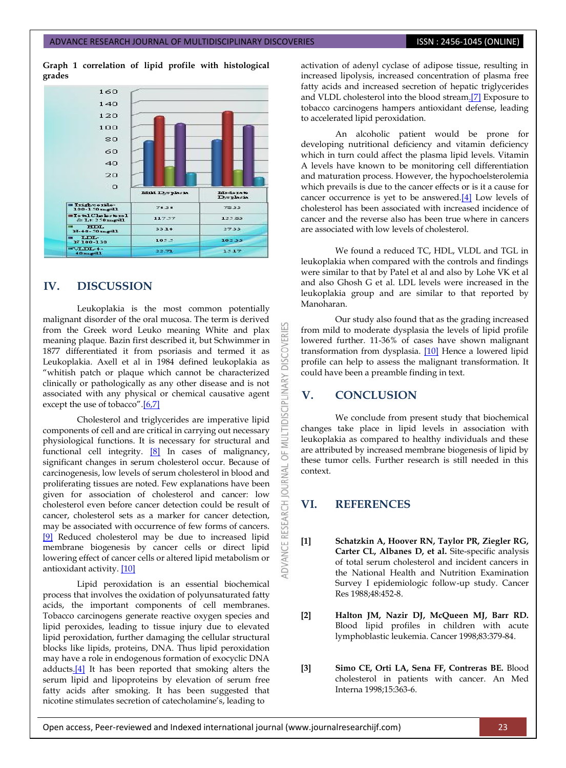**Graph 1 correlation of lipid profile with histological grades**

| | Mild Dysplasia | Moderate Dysplasia |
|---|---|---|
| Triglyceride-100-150mg/dl | 76.56 | 75.33 |
| Total Cholesterol < 250mg/dl | 117.27 | 123.83 |
| HDL N-40-50mg/dl | 33.14 | 27.33 |
| LDL-N 100-130 | 103.5 | 102.33 |
| VLDL-4-40mg/dl | 22.71 | 15.17 |

## IV. DISCUSSION

Leukoplakia is the most common potentially malignant disorder of the oral mucosa. The term is derived from the Greek word Leuko meaning White and plax meaning plaque. Bazin first described it, but Schwimmer in 1877 differentiated it from psoriasis and termed it as Leukoplakia. Axell et al in 1984 defined leukoplakia as "whitish patch or plaque which cannot be characterized clinically or pathologically as any other disease and is not associated with any physical or chemical causative agent except the use of tobacco".[6,7]

Cholesterol and triglycerides are imperative lipid components of cell and are critical in carrying out necessary physiological functions. It is necessary for structural and functional cell integrity. [8] In cases of malignancy, significant changes in serum cholesterol occur. Because of carcinogenesis, low levels of serum cholesterol in blood and proliferating tissues are noted. Few explanations have been given for association of cholesterol and cancer: low cholesterol even before cancer detection could be result of cancer, cholesterol sets as a marker for cancer detection, may be associated with occurrence of few forms of cancers. [9] Reduced cholesterol may be due to increased lipid membrane biogenesis by cancer cells or direct lipid lowering effect of cancer cells or altered lipid metabolism or antioxidant activity. [10]

Lipid peroxidation is an essential biochemical process that involves the oxidation of polyunsaturated fatty acids, the important components of cell membranes. Tobacco carcinogens generate reactive oxygen species and lipid peroxides, leading to tissue injury due to elevated lipid peroxidation, further damaging the cellular structural blocks like lipids, proteins, DNA. Thus lipid peroxidation may have a role in endogenous formation of exocyclic DNA adducts.[4] It has been reported that smoking alters the serum lipid and lipoproteins by elevation of serum free fatty acids after smoking. It has been suggested that nicotine stimulates secretion of catecholamine's, leading to activation of adenyl cyclase of adipose tissue, resulting in increased lipolysis, increased concentration of plasma free fatty acids and increased secretion of hepatic triglycerides and VLDL cholesterol into the blood stream.[7] Exposure to tobacco carcinogens hampers antioxidant defense, leading to accelerated lipid peroxidation.

An alcoholic patient would be prone for developing nutritional deficiency and vitamin deficiency which in turn could affect the plasma lipid levels. Vitamin A levels have known to be monitoring cell differentiation and maturation process. However, the hypocholesterolemia which prevails is due to the cancer effects or is it a cause for cancer occurrence is yet to be answered.[4] Low levels of cholesterol has been associated with increased incidence of cancer and the reverse also has been true where in cancers are associated with low levels of cholesterol.

We found a reduced TC, HDL, VLDL and TGL in leukoplakia when compared with the controls and findings were similar to that by Patel et al and also by Lohe VK et al and also Ghosh G et al. LDL levels were increased in the leukoplakia group and are similar to that reported by Manoharan.

Our study also found that as the grading increased from mild to moderate dysplasia the levels of lipid profile lowered further. 11-36% of cases have shown malignant transformation from dysplasia. [10] Hence a lowered lipid profile can help to assess the malignant transformation. It could have been a preamble finding in text.

## V. CONCLUSION

We conclude from present study that biochemical changes take place in lipid levels in association with leukoplakia as compared to healthy individuals and these are attributed by increased membrane biogenesis of lipid by these tumor cells. Further research is still needed in this context.

## VI. REFERENCES

[1] **Schatzkin A, Hoover RN, Taylor PR, Ziegler RG, Carter CL, Albanes D, et al.** Site-specific analysis of total serum cholesterol and incident cancers in the National Health and Nutrition Examination Survey I epidemiologic follow-up study. Cancer Res 1988;48:452-8.

[2] **Halton JM, Nazir DJ, McQueen MJ, Barr RD.** Blood lipid profiles in children with acute lymphoblastic leukemia. Cancer 1998;83:379-84.

[3] **Simo CE, Orti LA, Sena FF, Contreras BE.** Blood cholesterol in patients with cancer. An Med Interna 1998;15:363-6.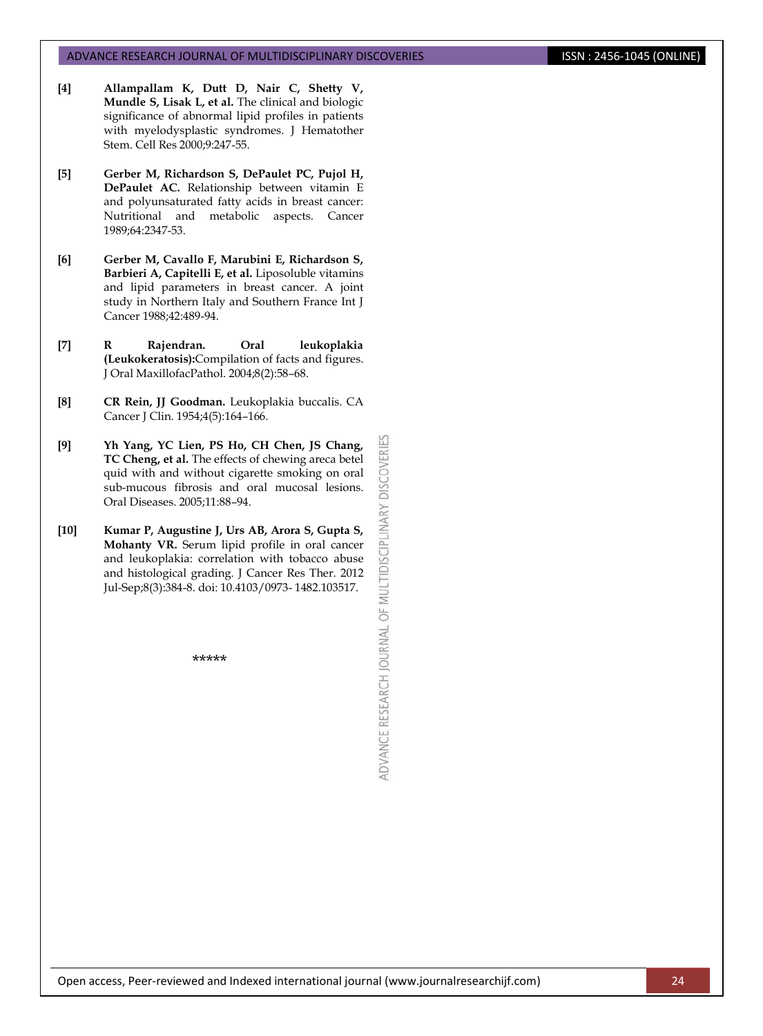[4] **Allampallam K, Dutt D, Nair C, Shetty V, Mundle S, Lisak L, et al.** The clinical and biologic significance of abnormal lipid profiles in patients with myelodysplastic syndromes. J Hematother Stem. Cell Res 2000;9:247-55.

[5] **Gerber M, Richardson S, DePaulet PC, Pujol H, DePaulet AC.** Relationship between vitamin E and polyunsaturated fatty acids in breast cancer: Nutritional and metabolic aspects. Cancer 1989;64:2347-53.

[6] **Gerber M, Cavallo F, Marubini E, Richardson S, Barbieri A, Capitelli E, et al.** Liposoluble vitamins and lipid parameters in breast cancer. A joint study in Northern Italy and Southern France Int J Cancer 1988;42:489-94.

[7] **R Rajendran. Oral leukoplakia (Leukokeratosis):**Compilation of facts and figures. J Oral MaxillofacPathol. 2004;8(2):58–68.

[8] **CR Rein, JJ Goodman.** Leukoplakia buccalis. CA Cancer J Clin. 1954;4(5):164–166.

[9] **Yh Yang, YC Lien, PS Ho, CH Chen, JS Chang, TC Cheng, et al.** The effects of chewing areca betel quid with and without cigarette smoking on oral sub-mucous fibrosis and oral mucosal lesions. Oral Diseases. 2005;11:88–94.

[10] **Kumar P, Augustine J, Urs AB, Arora S, Gupta S, Mohanty VR.** Serum lipid profile in oral cancer and leukoplakia: correlation with tobacco abuse and histological grading. J Cancer Res Ther. 2012 Jul-Sep;8(3):384-8. doi: 10.4103/0973- 1482.103517.

*****